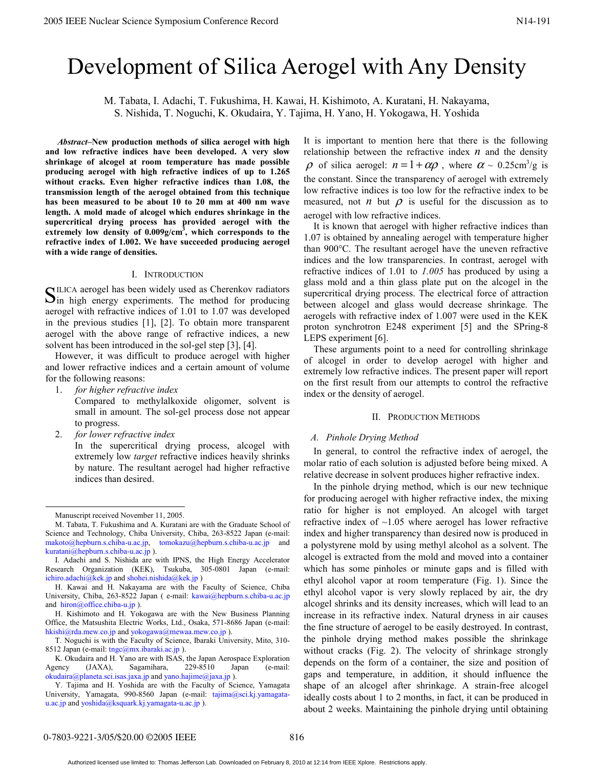# Development of Silica Aerogel with Any Density

M. Tabata, I. Adachi, T. Fukushima, H. Kawai, H. Kishimoto, A. Kuratani, H. Nakayama, S. Nishida, T. Noguchi, K. Okudaira, Y. Tajima, H. Yano, H. Yokogawa, H. Yoshida

***Abstract*–New production methods of silica aerogel with high and low refractive indices have been developed. A very slow shrinkage of alcogel at room temperature has made possible producing aerogel with high refractive indices of up to 1.265 without cracks. Even higher refractive indices than 1.08, the transmission length of the aerogel obtained from this technique has been measured to be about 10 to 20 mm at 400 nm wave length. A mold made of alcogel which endures shrinkage in the supercritical drying process has provided aerogel with the extremely low density of 0.009g/cm$^3$, which corresponds to the refractive index of 1.002. We have succeeded producing aerogel with a wide range of densities.**

## I. Introduction

Silica aerogel has been widely used as Cherenkov radiators in high energy experiments. The method for producing aerogel with refractive indices of 1.01 to 1.07 was developed in the previous studies [1], [2]. To obtain more transparent aerogel with the above range of refractive indices, a new solvent has been introduced in the sol-gel step [3], [4].

However, it was difficult to produce aerogel with higher and lower refractive indices and a certain amount of volume for the following reasons:

1. *for higher refractive index*
   Compared to methylalkoxide oligomer, solvent is small in amount. The sol-gel process dose not appear to progress.
2. *for lower refractive index*
   In the supercritical drying process, alcogel with extremely low *target* refractive indices heavily shrinks by nature. The resultant aerogel had higher refractive indices than desired.

It is important to mention here that there is the following relationship between the refractive index $n$ and the density $\rho$ of silica aerogel: $n = 1 + \alpha\rho$, where $\alpha \sim 0.25\text{cm}^3/\text{g}$ is the constant. Since the transparency of aerogel with extremely low refractive indices is too low for the refractive index to be measured, not $n$ but $\rho$ is useful for the discussion as to aerogel with low refractive indices.

It is known that aerogel with higher refractive indices than 1.07 is obtained by annealing aerogel with temperature higher than 900°C. The resultant aerogel have the uneven refractive indices and the low transparencies. In contrast, aerogel with refractive indices of 1.01 to *1.005* has produced by using a glass mold and a thin glass plate put on the alcogel in the supercritical drying process. The electrical force of attraction between alcogel and glass would decrease shrinkage. The aerogels with refractive index of 1.007 were used in the KEK proton synchrotron E248 experiment [5] and the SPring-8 LEPS experiment [6].

These arguments point to a need for controlling shrinkage of alcogel in order to develop aerogel with higher and extremely low refractive indices. The present paper will report on the first result from our attempts to control the refractive index or the density of aerogel.

## II. Production Methods

### A. Pinhole Drying Method

In general, to control the refractive index of aerogel, the molar ratio of each solution is adjusted before being mixed. A relative decrease in solvent produces higher refractive index.

In the pinhole drying method, which is our new technique for producing aerogel with higher refractive index, the mixing ratio for higher is not employed. An alcogel with target refractive index of ~1.05 where aerogel has lower refractive index and higher transparency than desired now is produced in a polystyrene mold by using methyl alcohol as a solvent. The alcogel is extracted from the mold and moved into a container which has some pinholes or minute gaps and is filled with ethyl alcohol vapor at room temperature (Fig. 1). Since the ethyl alcohol vapor is very slowly replaced by air, the dry alcogel shrinks and its density increases, which will lead to an increase in its refractive index. Natural dryness in air causes the fine structure of aerogel to be easily destroyed. In contrast, the pinhole drying method makes possible the shrinkage without cracks (Fig. 2). The velocity of shrinkage strongly depends on the form of a container, the size and position of gaps and temperature, in addition, it should influence the shape of an alcogel after shrinkage. A strain-free alcogel ideally costs about 1 to 2 months, in fact, it can be produced in about 2 weeks. Maintaining the pinhole drying until obtaining

---

Manuscript received November 11, 2005.

M. Tabata, T. Fukushima and A. Kuratani are with the Graduate School of Science and Technology, Chiba University, Chiba, 263-8522 Japan (e-mail: makoto@hepburn.s.chiba-u.ac.jp, tomokazu@hepburn.s.chiba-u.ac.jp and kuratani@hepburn.s.chiba-u.ac.jp ).

I. Adachi and S. Nishida are with IPNS, the High Energy Accelerator Research Organization (KEK), Tsukuba, 305-0801 Japan (e-mail: ichiro.adachi@kek.jp and shohei.nishida@kek.jp )

H. Kawai and H. Nakayama are with the Faculty of Science, Chiba University, Chiba, 263-8522 Japan ( e-mail: kawai@hepburn.s.chiba-u.ac.jp and hiron@office.chiba-u.jp ).

H. Kishimoto and H. Yokogawa are with the New Business Planning Office, the Matsushita Electric Works, Ltd., Osaka, 571-8686 Japan (e-mail: hkishi@rda.mew.co.jp and yokogawa@mewaa.mew.co.jp ).

T. Noguchi is with the Faculty of Science, Ibaraki University, Mito, 310-8512 Japan (e-mail: tngc@mx.ibaraki.ac.jp ).

K. Okudaira and H. Yano are with ISAS, the Japan Aerospace Exploration Agency (JAXA), Sagamihara, 229-8510 Japan (e-mail: okudaira@planeta.sci.isas.jaxa.jp and yano.hajime@jaxa.jp ).

Y. Tajima and H. Yoshida are with the Faculty of Science, Yamagata University, Yamagata, 990-8560 Japan (e-mail: tajima@sci.kj.yamagata-u.ac.jp and yoshida@ksquark.kj.yamagata-u.ac.jp ).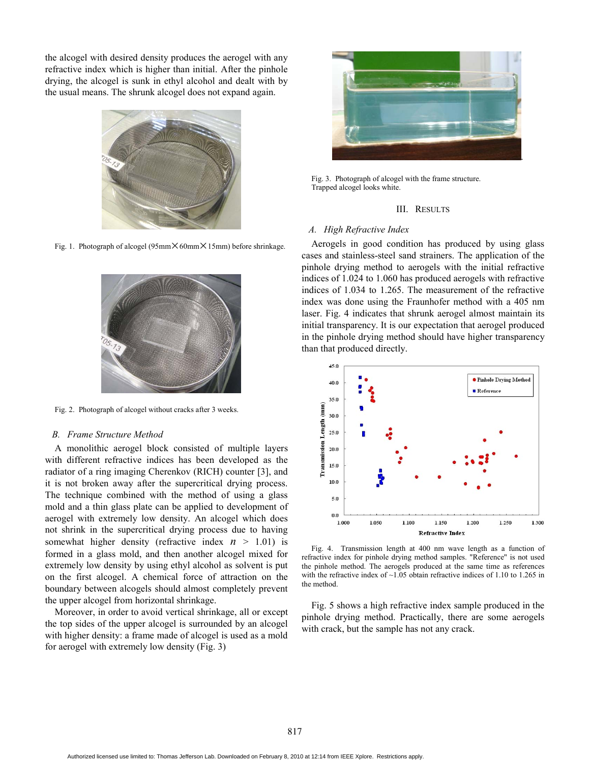the alcogel with desired density produces the aerogel with any refractive index which is higher than initial. After the pinhole drying, the alcogel is sunk in ethyl alcohol and dealt with by the usual means. The shrunk alcogel does not expand again.

Fig. 1. Photograph of alcogel (95mm×60mm×15mm) before shrinkage.

Fig. 2. Photograph of alcogel without cracks after 3 weeks.

### B. Frame Structure Method

A monolithic aerogel block consisted of multiple layers with different refractive indices has been developed as the radiator of a ring imaging Cherenkov (RICH) counter [3], and it is not broken away after the supercritical drying process. The technique combined with the method of using a glass mold and a thin glass plate can be applied to development of aerogel with extremely low density. An alcogel which does not shrink in the supercritical drying process due to having somewhat higher density (refractive index $n$ > 1.01) is formed in a glass mold, and then another alcogel mixed for extremely low density by using ethyl alcohol as solvent is put on the first alcogel. A chemical force of attraction on the boundary between alcogels should almost completely prevent the upper alcogel from horizontal shrinkage.

Moreover, in order to avoid vertical shrinkage, all or except the top sides of the upper alcogel is surrounded by an alcogel with higher density: a frame made of alcogel is used as a mold for aerogel with extremely low density (Fig. 3)

Fig. 3. Photograph of alcogel with the frame structure. Trapped alcogel looks white.

## III. Results

### A. High Refractive Index

Aerogels in good condition has produced by using glass cases and stainless-steel sand strainers. The application of the pinhole drying method to aerogels with the initial refractive indices of 1.024 to 1.060 has produced aerogels with refractive indices of 1.034 to 1.265. The measurement of the refractive index was done using the Fraunhofer method with a 405 nm laser. Fig. 4 indicates that shrunk aerogel almost maintain its initial transparency. It is our expectation that aerogel produced in the pinhole drying method should have higher transparency than that produced directly.

Fig. 4. Transmission length at 400 nm wave length as a function of refractive index for pinhole drying method samples. "Reference" is not used the pinhole method. The aerogels produced at the same time as references with the refractive index of ~1.05 obtain refractive indices of 1.10 to 1.265 in the method.

Fig. 5 shows a high refractive index sample produced in the pinhole drying method. Practically, there are some aerogels with crack, but the sample has not any crack.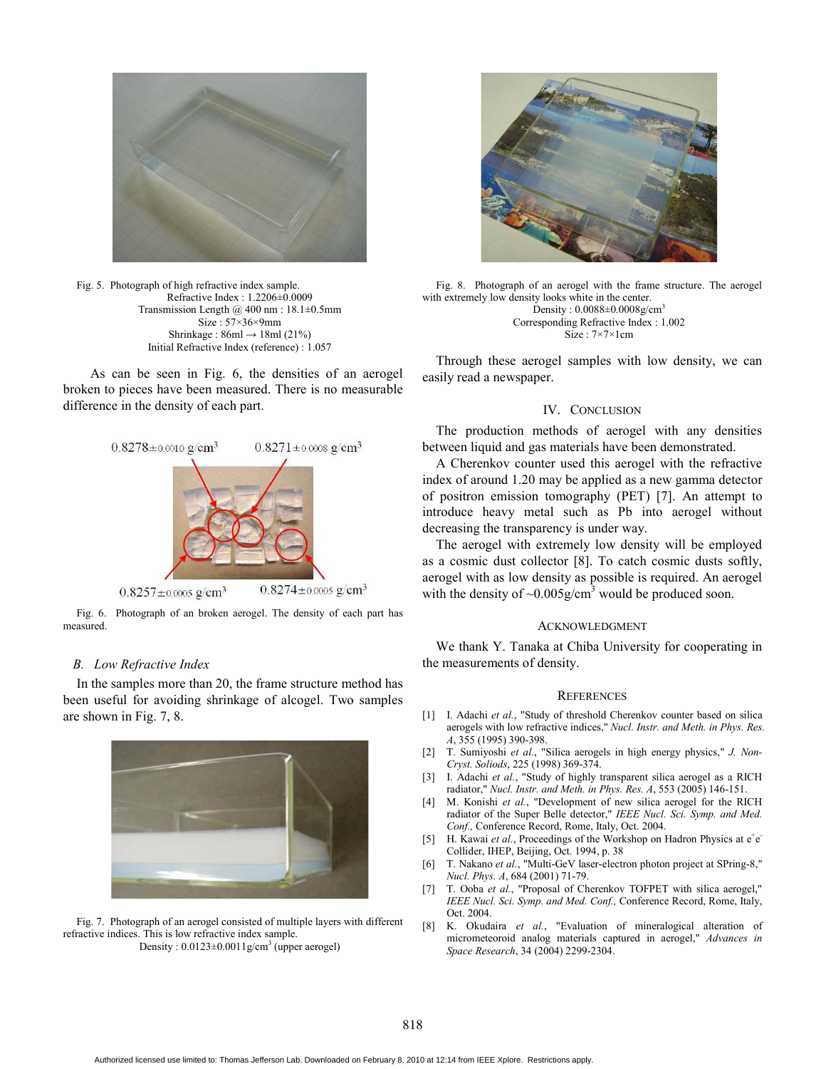Fig. 5. Photograph of high refractive index sample.
Refractive Index : 1.2206±0.0009
Transmission Length @ 400 nm : 18.1±0.5mm
Size : 57×36×9mm
Shrinkage : 86ml → 18ml (21%)
Initial Refractive Index (reference) : 1.057

As can be seen in Fig. 6, the densities of an aerogel broken to pieces have been measured. There is no measurable difference in the density of each part.

0.8278±0.0010 g/cm³

0.8271±0.0008 g/cm³

0.8257±0.0005 g/cm³

0.8274±0.0005 g/cm³

Fig. 6. Photograph of an broken aerogel. The density of each part has measured.

### B. Low Refractive Index

In the samples more than 20, the frame structure method has been useful for avoiding shrinkage of alcogel. Two samples are shown in Fig. 7, 8.

Fig. 7. Photograph of an aerogel consisted of multiple layers with different refractive indices. This is low refractive index sample.
Density : 0.0123±0.0011g/cm³ (upper aerogel)

Fig. 8. Photograph of an aerogel with the frame structure. The aerogel with extremely low density looks white in the center.
Density : 0.0088±0.0008g/cm³
Corresponding Refractive Index : 1.002
Size : 7×7×1cm

Through these aerogel samples with low density, we can easily read a newspaper.

## IV. Conclusion

The production methods of aerogel with any densities between liquid and gas materials have been demonstrated.

A Cherenkov counter used this aerogel with the refractive index of around 1.20 may be applied as a new gamma detector of positron emission tomography (PET) [7]. An attempt to introduce heavy metal such as Pb into aerogel without decreasing the transparency is under way.

The aerogel with extremely low density will be employed as a cosmic dust collector [8]. To catch cosmic dusts softly, aerogel with as low density as possible is required. An aerogel with the density of ~0.005g/cm³ would be produced soon.

## Acknowledgment

We thank Y. Tanaka at Chiba University for cooperating in the measurements of density.

## References

[1] I. Adachi *et al.*, "Study of threshold Cherenkov counter based on silica aerogels with low refractive indices," *Nucl. Instr. and Meth. in Phys. Res. A*, 355 (1995) 390-398.

[2] T. Sumiyoshi *et al.*, "Silica aerogels in high energy physics," *J. Non-Cryst. Soliods*, 225 (1998) 369-374.

[3] I. Adachi *et al.*, "Study of highly transparent silica aerogel as a RICH radiator," *Nucl. Instr. and Meth. in Phys. Res. A*, 553 (2005) 146-151.

[4] M. Konishi *et al.*, "Development of new silica aerogel for the RICH radiator of the Super Belle detector," *IEEE Nucl. Sci. Symp. and Med. Conf.,* Conference Record, Rome, Italy, Oct. 2004.

[5] H. Kawai *et al.*, Proceedings of the Workshop on Hadron Physics at $e^+e^-$ Collider, IHEP, Beijing, Oct. 1994, p. 38

[6] T. Nakano *et al.*, "Multi-GeV laser-electron photon project at SPring-8," *Nucl. Phys. A*, 684 (2001) 71-79.

[7] T. Ooba *et al.*, "Proposal of Cherenkov TOFPET with silica aerogel," *IEEE Nucl. Sci. Symp. and Med. Conf.,* Conference Record, Rome, Italy, Oct. 2004.

[8] K. Okudaira *et al.*, "Evaluation of mineralogical alteration of micrometeoroid analog materials captured in aerogel," *Advances in Space Research*, 34 (2004) 2299-2304.